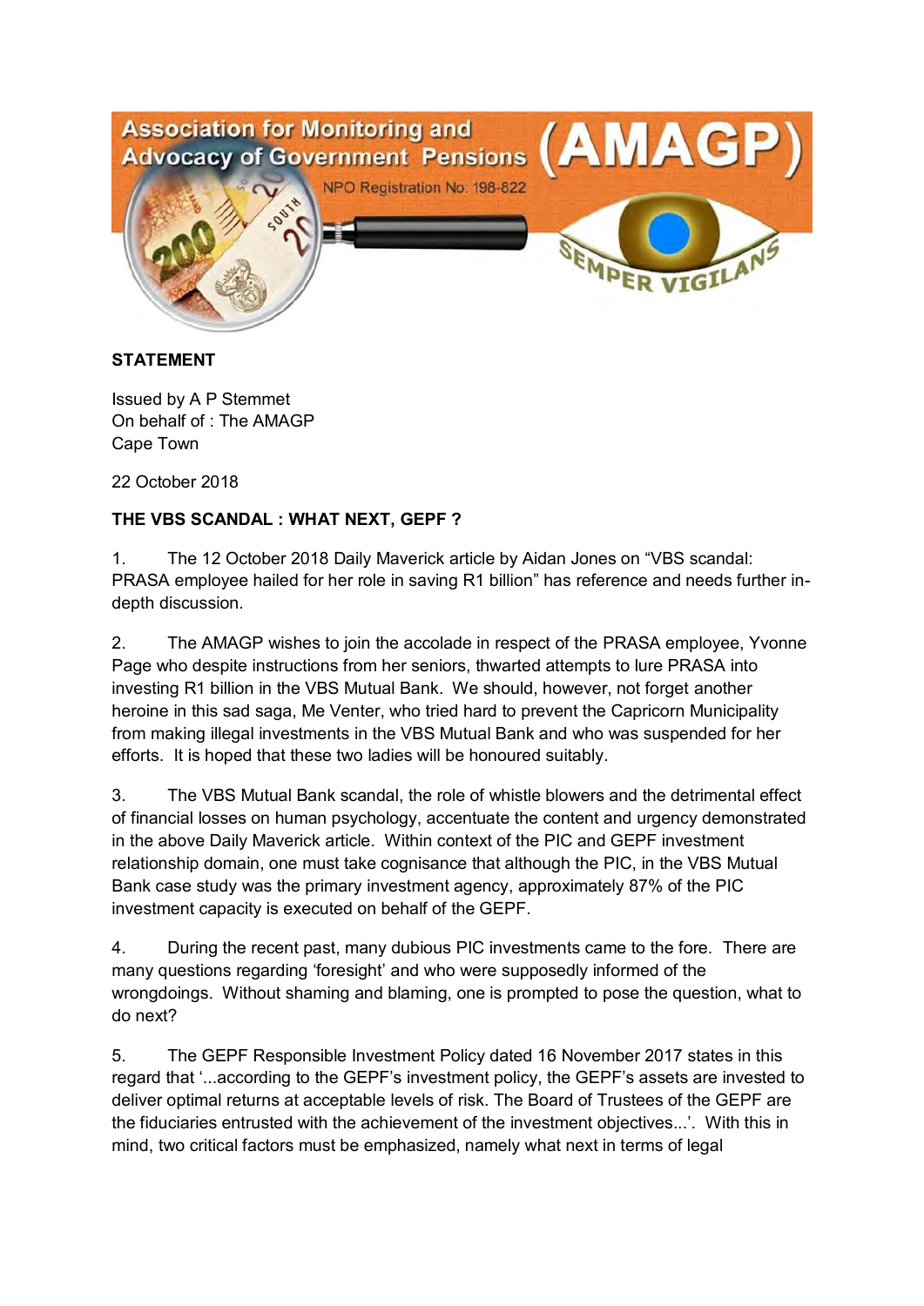Association for Monitoring and Advocacy of Government Pensions (AMAGP)

NPO Registration No: 198-822

SEMPER VIGILANS

**STATEMENT**

Issued by A P Stemmet
On behalf of : The AMAGP
Cape Town

22 October 2018

**THE VBS SCANDAL : WHAT NEXT, GEPF ?**

1. The 12 October 2018 Daily Maverick article by Aidan Jones on "VBS scandal: PRASA employee hailed for her role in saving R1 billion" has reference and needs further in-depth discussion.

2. The AMAGP wishes to join the accolade in respect of the PRASA employee, Yvonne Page who despite instructions from her seniors, thwarted attempts to lure PRASA into investing R1 billion in the VBS Mutual Bank. We should, however, not forget another heroine in this sad saga, Me Venter, who tried hard to prevent the Capricorn Municipality from making illegal investments in the VBS Mutual Bank and who was suspended for her efforts. It is hoped that these two ladies will be honoured suitably.

3. The VBS Mutual Bank scandal, the role of whistle blowers and the detrimental effect of financial losses on human psychology, accentuate the content and urgency demonstrated in the above Daily Maverick article. Within context of the PIC and GEPF investment relationship domain, one must take cognisance that although the PIC, in the VBS Mutual Bank case study was the primary investment agency, approximately 87% of the PIC investment capacity is executed on behalf of the GEPF.

4. During the recent past, many dubious PIC investments came to the fore. There are many questions regarding 'foresight' and who were supposedly informed of the wrongdoings. Without shaming and blaming, one is prompted to pose the question, what to do next?

5. The GEPF Responsible Investment Policy dated 16 November 2017 states in this regard that '...according to the GEPF's investment policy, the GEPF's assets are invested to deliver optimal returns at acceptable levels of risk. The Board of Trustees of the GEPF are the fiduciaries entrusted with the achievement of the investment objectives...'. With this in mind, two critical factors must be emphasized, namely what next in terms of legal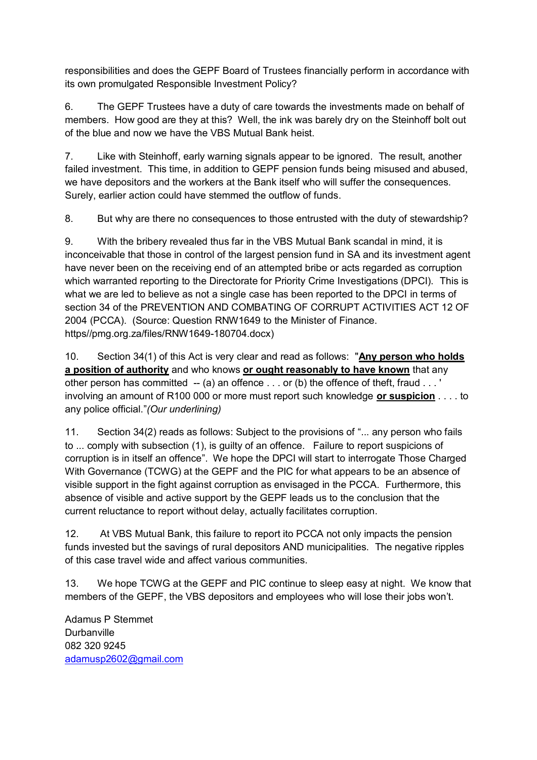responsibilities and does the GEPF Board of Trustees financially perform in accordance with its own promulgated Responsible Investment Policy?

6. The GEPF Trustees have a duty of care towards the investments made on behalf of members. How good are they at this? Well, the ink was barely dry on the Steinhoff bolt out of the blue and now we have the VBS Mutual Bank heist.

7. Like with Steinhoff, early warning signals appear to be ignored. The result, another failed investment. This time, in addition to GEPF pension funds being misused and abused, we have depositors and the workers at the Bank itself who will suffer the consequences. Surely, earlier action could have stemmed the outflow of funds.

8. But why are there no consequences to those entrusted with the duty of stewardship?

9. With the bribery revealed thus far in the VBS Mutual Bank scandal in mind, it is inconceivable that those in control of the largest pension fund in SA and its investment agent have never been on the receiving end of an attempted bribe or acts regarded as corruption which warranted reporting to the Directorate for Priority Crime Investigations (DPCI). This is what we are led to believe as not a single case has been reported to the DPCI in terms of section 34 of the PREVENTION AND COMBATING OF CORRUPT ACTIVITIES ACT 12 OF 2004 (PCCA). (Source: Question RNW1649 to the Minister of Finance. https//pmg.org.za/files/RNW1649-180704.docx)

10. Section 34(1) of this Act is very clear and read as follows: "**Any person who holds a position of authority** and who knows **or ought reasonably to have known** that any other person has committed -- (a) an offence . . . or (b) the offence of theft, fraud . . . ' involving an amount of R100 000 or more must report such knowledge **or suspicion** . . . . to any police official."*(Our underlining)*

11. Section 34(2) reads as follows: Subject to the provisions of "... any person who fails to ... comply with subsection (1), is guilty of an offence. Failure to report suspicions of corruption is in itself an offence". We hope the DPCI will start to interrogate Those Charged With Governance (TCWG) at the GEPF and the PIC for what appears to be an absence of visible support in the fight against corruption as envisaged in the PCCA. Furthermore, this absence of visible and active support by the GEPF leads us to the conclusion that the current reluctance to report without delay, actually facilitates corruption.

12. At VBS Mutual Bank, this failure to report ito PCCA not only impacts the pension funds invested but the savings of rural depositors AND municipalities. The negative ripples of this case travel wide and affect various communities.

13. We hope TCWG at the GEPF and PIC continue to sleep easy at night. We know that members of the GEPF, the VBS depositors and employees who will lose their jobs won't.

Adamus P Stemmet
Durbanville
082 320 9245
adamusp2602@gmail.com